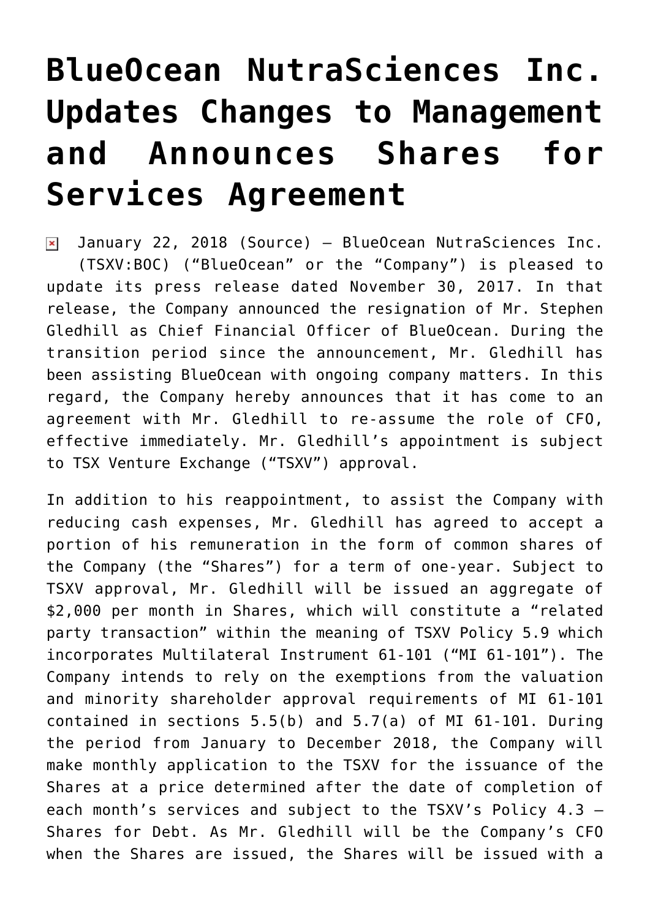# BlueOcean NutraSciences Inc. Updates Changes to Management and Announces Shares for Services Agreement

January 22, 2018 (Source) — BlueOcean NutraSciences Inc. (TSXV:BOC) ("BlueOcean" or the "Company") is pleased to update its press release dated November 30, 2017. In that release, the Company announced the resignation of Mr. Stephen Gledhill as Chief Financial Officer of BlueOcean. During the transition period since the announcement, Mr. Gledhill has been assisting BlueOcean with ongoing company matters. In this regard, the Company hereby announces that it has come to an agreement with Mr. Gledhill to re-assume the role of CFO, effective immediately. Mr. Gledhill's appointment is subject to TSX Venture Exchange ("TSXV") approval.

In addition to his reappointment, to assist the Company with reducing cash expenses, Mr. Gledhill has agreed to accept a portion of his remuneration in the form of common shares of the Company (the "Shares") for a term of one-year. Subject to TSXV approval, Mr. Gledhill will be issued an aggregate of $2,000 per month in Shares, which will constitute a "related party transaction" within the meaning of TSXV Policy 5.9 which incorporates Multilateral Instrument 61-101 ("MI 61-101"). The Company intends to rely on the exemptions from the valuation and minority shareholder approval requirements of MI 61-101 contained in sections 5.5(b) and 5.7(a) of MI 61-101. During the period from January to December 2018, the Company will make monthly application to the TSXV for the issuance of the Shares at a price determined after the date of completion of each month's services and subject to the TSXV's Policy 4.3 — Shares for Debt. As Mr. Gledhill will be the Company's CFO when the Shares are issued, the Shares will be issued with a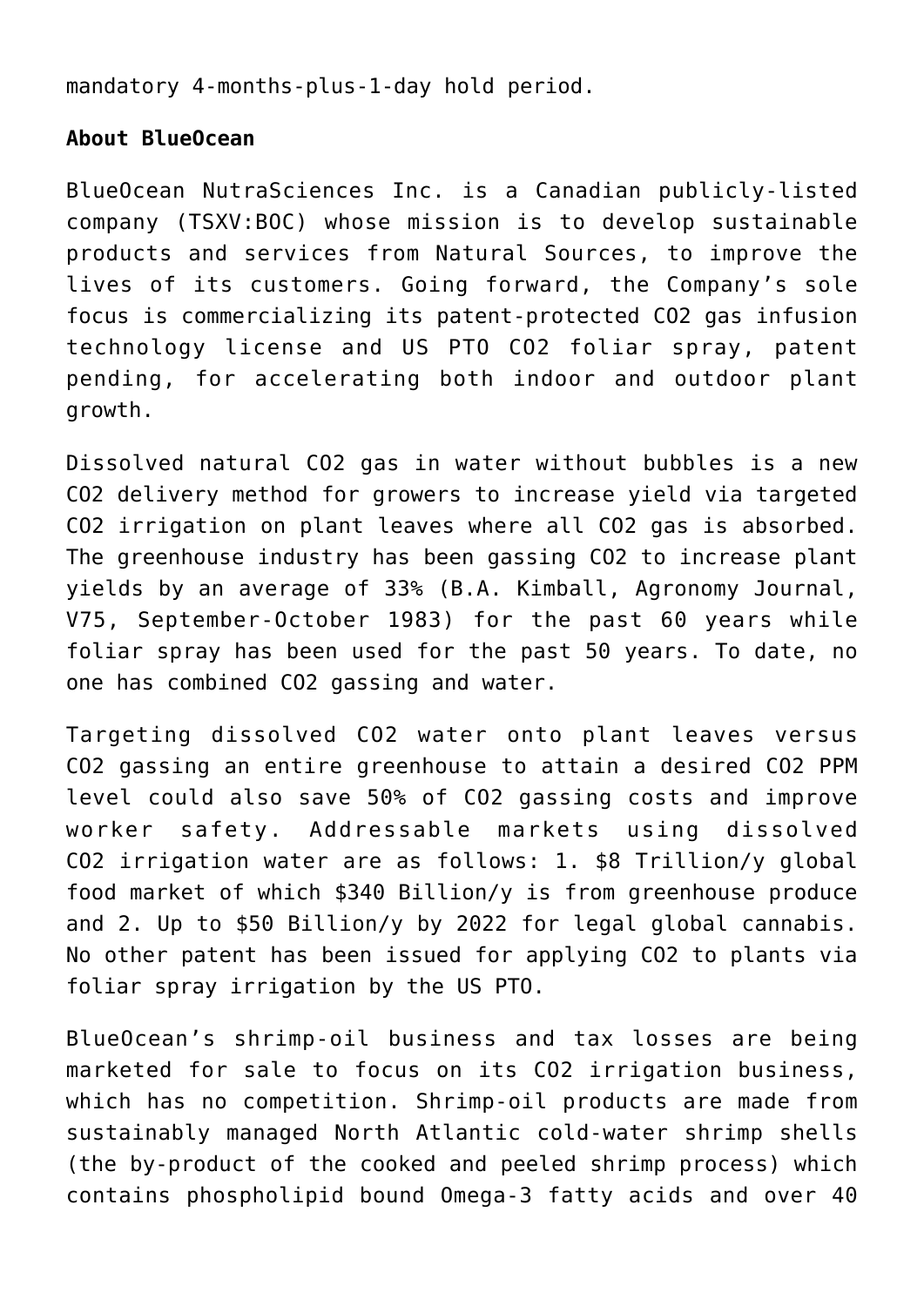mandatory 4-months-plus-1-day hold period.

**About BlueOcean**

BlueOcean NutraSciences Inc. is a Canadian publicly-listed company (TSXV:BOC) whose mission is to develop sustainable products and services from Natural Sources, to improve the lives of its customers. Going forward, the Company's sole focus is commercializing its patent-protected $CO_2$ gas infusion technology license and US PTO $CO_2$ foliar spray, patent pending, for accelerating both indoor and outdoor plant growth.

Dissolved natural $CO_2$ gas in water without bubbles is a new $CO_2$ delivery method for growers to increase yield via targeted $CO_2$ irrigation on plant leaves where all $CO_2$ gas is absorbed. The greenhouse industry has been gassing $CO_2$ to increase plant yields by an average of 33% (B.A. Kimball, Agronomy Journal, V75, September-October 1983) for the past 60 years while foliar spray has been used for the past 50 years. To date, no one has combined $CO_2$ gassing and water.

Targeting dissolved $CO_2$ water onto plant leaves versus $CO_2$ gassing an entire greenhouse to attain a desired $CO_2$ PPM level could also save 50% of $CO_2$ gassing costs and improve worker safety. Addressable markets using dissolved $CO_2$ irrigation water are as follows: 1. $8 Trillion/y global food market of which $340 Billion/y is from greenhouse produce and 2. Up to $50 Billion/y by 2022 for legal global cannabis. No other patent has been issued for applying $CO_2$ to plants via foliar spray irrigation by the US PTO.

BlueOcean's shrimp-oil business and tax losses are being marketed for sale to focus on its $CO_2$ irrigation business, which has no competition. Shrimp-oil products are made from sustainably managed North Atlantic cold-water shrimp shells (the by-product of the cooked and peeled shrimp process) which contains phospholipid bound Omega-3 fatty acids and over 40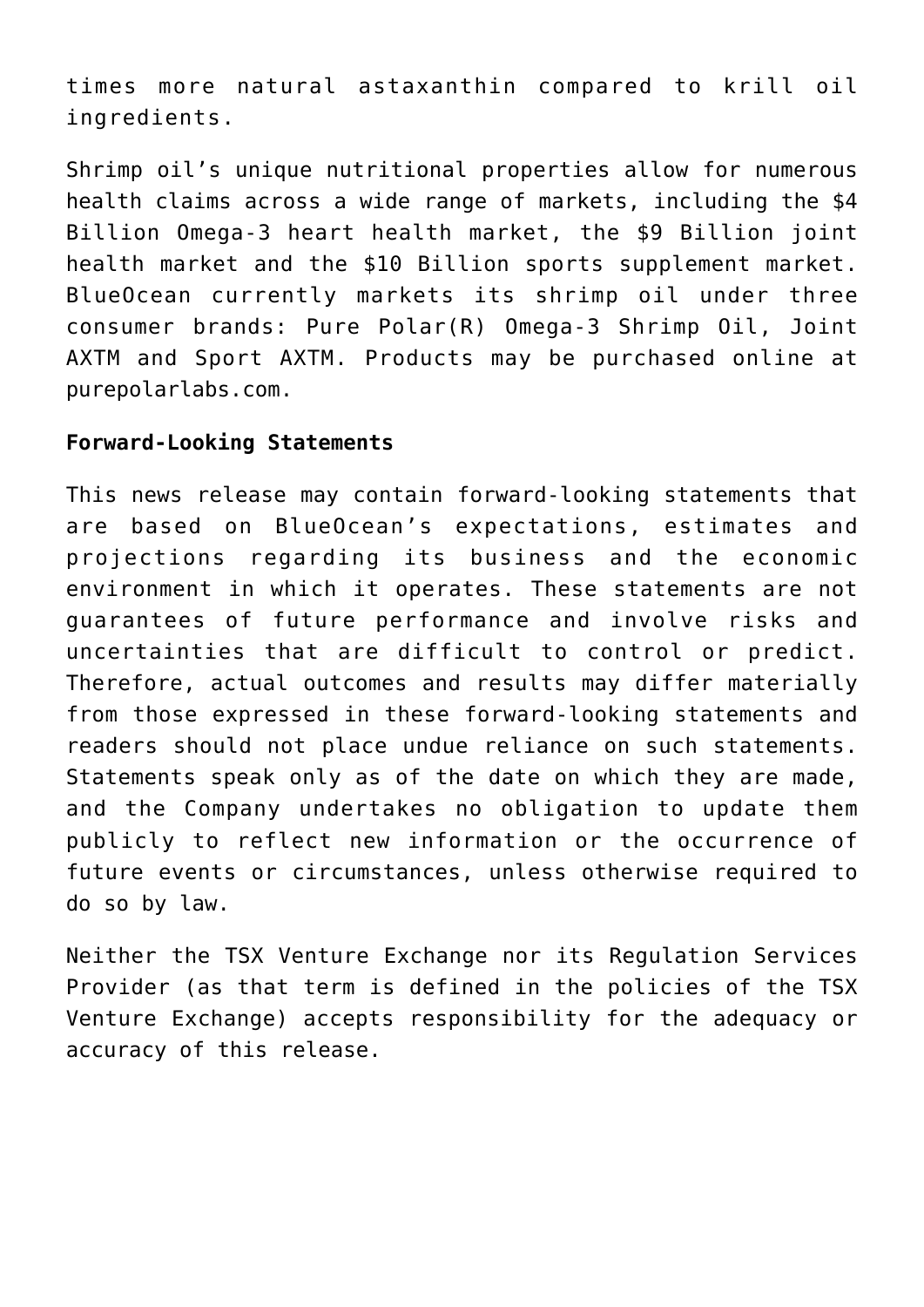times more natural astaxanthin compared to krill oil ingredients.

Shrimp oil's unique nutritional properties allow for numerous health claims across a wide range of markets, including the $4 Billion Omega-3 heart health market, the $9 Billion joint health market and the $10 Billion sports supplement market. BlueOcean currently markets its shrimp oil under three consumer brands: Pure Polar(R) Omega-3 Shrimp Oil, Joint AXTM and Sport AXTM. Products may be purchased online at purepolarlabs.com.

**Forward-Looking Statements**

This news release may contain forward-looking statements that are based on BlueOcean's expectations, estimates and projections regarding its business and the economic environment in which it operates. These statements are not guarantees of future performance and involve risks and uncertainties that are difficult to control or predict. Therefore, actual outcomes and results may differ materially from those expressed in these forward-looking statements and readers should not place undue reliance on such statements. Statements speak only as of the date on which they are made, and the Company undertakes no obligation to update them publicly to reflect new information or the occurrence of future events or circumstances, unless otherwise required to do so by law.

Neither the TSX Venture Exchange nor its Regulation Services Provider (as that term is defined in the policies of the TSX Venture Exchange) accepts responsibility for the adequacy or accuracy of this release.